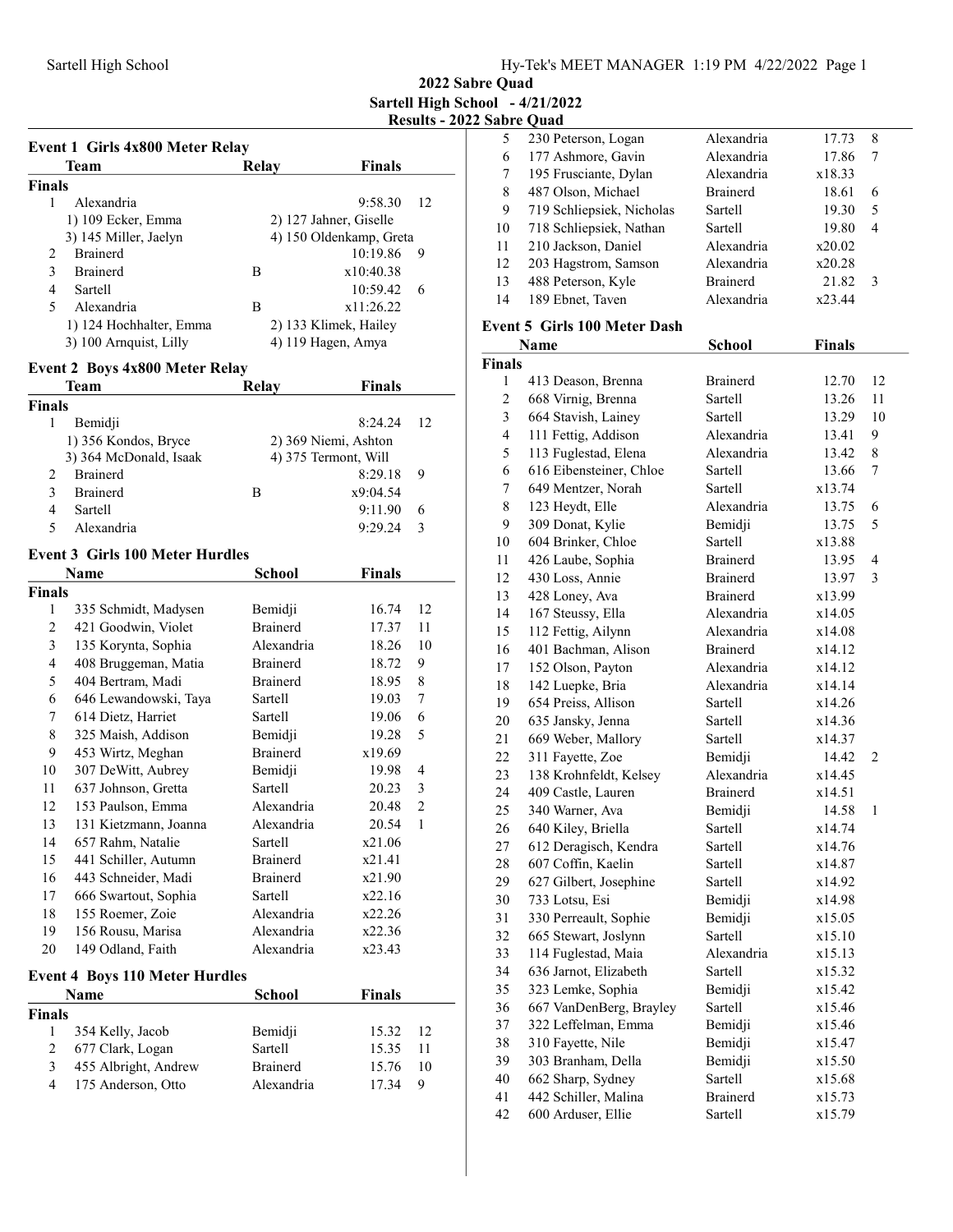# 2022 Sabre Quad

**Sartell High School - 4/21/2022**

**Results - 2022 Sabre Quad**

## Event 1 Girls 4x800 Meter Relay

| | Team | Relay | Finals | |
|---|---|---|---|---|
| **Finals** | | | | |
| 1 | Alexandria | | 9:58.30 | 12 |
| | 1) 109 Ecker, Emma | 2) 127 Jahner, Giselle | | |
| | 3) 145 Miller, Jaelyn | 4) 150 Oldenkamp, Greta | | |
| 2 | Brainerd | | 10:19.86 | 9 |
| 3 | Brainerd | B | x10:40.38 | |
| 4 | Sartell | | 10:59.42 | 6 |
| 5 | Alexandria | B | x11:26.22 | |
| | 1) 124 Hochhalter, Emma | 2) 133 Klimek, Hailey | | |
| | 3) 100 Arnquist, Lilly | 4) 119 Hagen, Amya | | |

## Event 2 Boys 4x800 Meter Relay

| | Team | Relay | Finals | |
|---|---|---|---|---|
| **Finals** | | | | |
| 1 | Bemidji | | 8:24.24 | 12 |
| | 1) 356 Kondos, Bryce | 2) 369 Niemi, Ashton | | |
| | 3) 364 McDonald, Isaak | 4) 375 Termont, Will | | |
| 2 | Brainerd | | 8:29.18 | 9 |
| 3 | Brainerd | B | x9:04.54 | |
| 4 | Sartell | | 9:11.90 | 6 |
| 5 | Alexandria | | 9:29.24 | 3 |

## Event 3 Girls 100 Meter Hurdles

| | Name | School | Finals | |
|---|---|---|---|---|
| **Finals** | | | | |
| 1 | 335 Schmidt, Madysen | Bemidji | 16.74 | 12 |
| 2 | 421 Goodwin, Violet | Brainerd | 17.37 | 11 |
| 3 | 135 Korynta, Sophia | Alexandria | 18.26 | 10 |
| 4 | 408 Bruggeman, Matia | Brainerd | 18.72 | 9 |
| 5 | 404 Bertram, Madi | Brainerd | 18.95 | 8 |
| 6 | 646 Lewandowski, Taya | Sartell | 19.03 | 7 |
| 7 | 614 Dietz, Harriet | Sartell | 19.06 | 6 |
| 8 | 325 Maish, Addison | Bemidji | 19.28 | 5 |
| 9 | 453 Wirtz, Meghan | Brainerd | x19.69 | |
| 10 | 307 DeWitt, Aubrey | Bemidji | 19.98 | 4 |
| 11 | 637 Johnson, Gretta | Sartell | 20.23 | 3 |
| 12 | 153 Paulson, Emma | Alexandria | 20.48 | 2 |
| 13 | 131 Kietzmann, Joanna | Alexandria | 20.54 | 1 |
| 14 | 657 Rahm, Natalie | Sartell | x21.06 | |
| 15 | 441 Schiller, Autumn | Brainerd | x21.41 | |
| 16 | 443 Schneider, Madi | Brainerd | x21.90 | |
| 17 | 666 Swartout, Sophia | Sartell | x22.16 | |
| 18 | 155 Roemer, Zoie | Alexandria | x22.26 | |
| 19 | 156 Rousu, Marisa | Alexandria | x22.36 | |
| 20 | 149 Odland, Faith | Alexandria | x23.43 | |

## Event 4 Boys 110 Meter Hurdles

| | Name | School | Finals | |
|---|---|---|---|---|
| **Finals** | | | | |
| 1 | 354 Kelly, Jacob | Bemidji | 15.32 | 12 |
| 2 | 677 Clark, Logan | Sartell | 15.35 | 11 |
| 3 | 455 Albright, Andrew | Brainerd | 15.76 | 10 |
| 4 | 175 Anderson, Otto | Alexandria | 17.34 | 9 |
| 5 | 230 Peterson, Logan | Alexandria | 17.73 | 8 |
| 6 | 177 Ashmore, Gavin | Alexandria | 17.86 | 7 |
| 7 | 195 Frusciante, Dylan | Alexandria | x18.33 | |
| 8 | 487 Olson, Michael | Brainerd | 18.61 | 6 |
| 9 | 719 Schliepsiek, Nicholas | Sartell | 19.30 | 5 |
| 10 | 718 Schliepsiek, Nathan | Sartell | 19.80 | 4 |
| 11 | 210 Jackson, Daniel | Alexandria | x20.02 | |
| 12 | 203 Hagstrom, Samson | Alexandria | x20.28 | |
| 13 | 488 Peterson, Kyle | Brainerd | 21.82 | 3 |
| 14 | 189 Ebnet, Taven | Alexandria | x23.44 | |

## Event 5 Girls 100 Meter Dash

| | Name | School | Finals | |
|---|---|---|---|---|
| **Finals** | | | | |
| 1 | 413 Deason, Brenna | Brainerd | 12.70 | 12 |
| 2 | 668 Virnig, Brenna | Sartell | 13.26 | 11 |
| 3 | 664 Stavish, Lainey | Sartell | 13.29 | 10 |
| 4 | 111 Fettig, Addison | Alexandria | 13.41 | 9 |
| 5 | 113 Fuglestad, Elena | Alexandria | 13.42 | 8 |
| 6 | 616 Eibensteiner, Chloe | Sartell | 13.66 | 7 |
| 7 | 649 Mentzer, Norah | Sartell | x13.74 | |
| 8 | 123 Heydt, Elle | Alexandria | 13.75 | 6 |
| 9 | 309 Donat, Kylie | Bemidji | 13.75 | 5 |
| 10 | 604 Brinker, Chloe | Sartell | x13.88 | |
| 11 | 426 Laube, Sophia | Brainerd | 13.95 | 4 |
| 12 | 430 Loss, Annie | Brainerd | 13.97 | 3 |
| 13 | 428 Loney, Ava | Brainerd | x13.99 | |
| 14 | 167 Steussy, Ella | Alexandria | x14.05 | |
| 15 | 112 Fettig, Ailynn | Alexandria | x14.08 | |
| 16 | 401 Bachman, Alison | Brainerd | x14.12 | |
| 17 | 152 Olson, Payton | Alexandria | x14.12 | |
| 18 | 142 Luepke, Bria | Alexandria | x14.14 | |
| 19 | 654 Preiss, Allison | Sartell | x14.26 | |
| 20 | 635 Jansky, Jenna | Sartell | x14.36 | |
| 21 | 669 Weber, Mallory | Sartell | x14.37 | |
| 22 | 311 Fayette, Zoe | Bemidji | 14.42 | 2 |
| 23 | 138 Krohnfeldt, Kelsey | Alexandria | x14.45 | |
| 24 | 409 Castle, Lauren | Brainerd | x14.51 | |
| 25 | 340 Warner, Ava | Bemidji | 14.58 | 1 |
| 26 | 640 Kiley, Briella | Sartell | x14.74 | |
| 27 | 612 Deragisch, Kendra | Sartell | x14.76 | |
| 28 | 607 Coffin, Kaelin | Sartell | x14.87 | |
| 29 | 627 Gilbert, Josephine | Sartell | x14.92 | |
| 30 | 733 Lotsu, Esi | Bemidji | x14.98 | |
| 31 | 330 Perreault, Sophie | Bemidji | x15.05 | |
| 32 | 665 Stewart, Joslynn | Sartell | x15.10 | |
| 33 | 114 Fuglestad, Maia | Alexandria | x15.13 | |
| 34 | 636 Jarnot, Elizabeth | Sartell | x15.32 | |
| 35 | 323 Lemke, Sophia | Bemidji | x15.42 | |
| 36 | 667 VanDenBerg, Brayley | Sartell | x15.46 | |
| 37 | 322 Leffelman, Emma | Bemidji | x15.46 | |
| 38 | 310 Fayette, Nile | Bemidji | x15.47 | |
| 39 | 303 Branham, Della | Bemidji | x15.50 | |
| 40 | 662 Sharp, Sydney | Sartell | x15.68 | |
| 41 | 442 Schiller, Malina | Brainerd | x15.73 | |
| 42 | 600 Arduser, Ellie | Sartell | x15.79 | |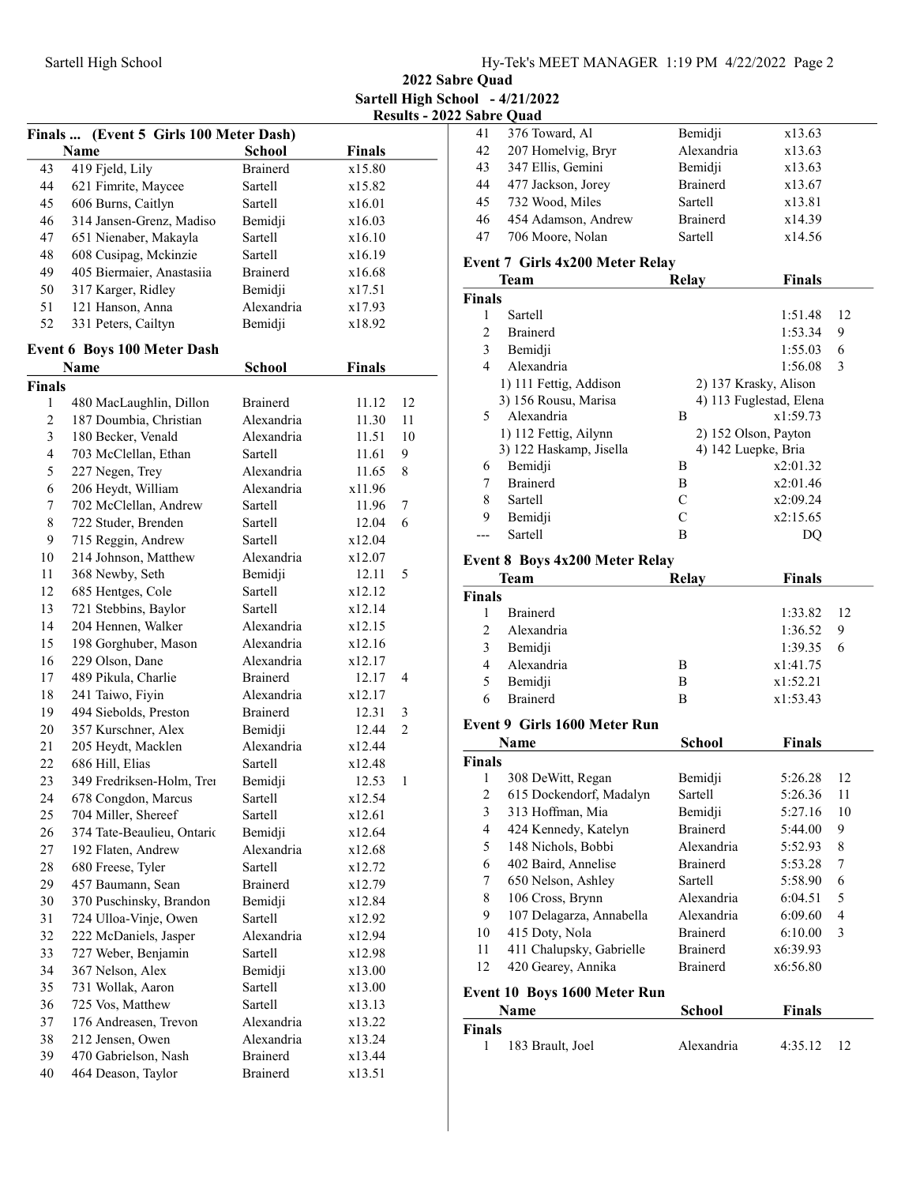## 2022 Sabre Quad

**Sartell High School - 4/21/2022**

**Results - 2022 Sabre Quad**

### Finals ... (Event 5 Girls 100 Meter Dash)

| | Name | School | Finals | |
|---|---|---|---|---|
| 43 | 419 Fjeld, Lily | Brainerd | x15.80 | |
| 44 | 621 Fimrite, Maycee | Sartell | x15.82 | |
| 45 | 606 Burns, Caitlyn | Sartell | x16.01 | |
| 46 | 314 Jansen-Grenz, Madiso | Bemidji | x16.03 | |
| 47 | 651 Nienaber, Makayla | Sartell | x16.10 | |
| 48 | 608 Cusipag, Mckinzie | Sartell | x16.19 | |
| 49 | 405 Biermaier, Anastasiia | Brainerd | x16.68 | |
| 50 | 317 Karger, Ridley | Bemidji | x17.51 | |
| 51 | 121 Hanson, Anna | Alexandria | x17.93 | |
| 52 | 331 Peters, Cailtyn | Bemidji | x18.92 | |

### Event 6 Boys 100 Meter Dash

| | Name | School | Finals | |
|---|---|---|---|---|
| **Finals** | | | | |
| 1 | 480 MacLaughlin, Dillon | Brainerd | 11.12 | 12 |
| 2 | 187 Doumbia, Christian | Alexandria | 11.30 | 11 |
| 3 | 180 Becker, Venald | Alexandria | 11.51 | 10 |
| 4 | 703 McClellan, Ethan | Sartell | 11.61 | 9 |
| 5 | 227 Negen, Trey | Alexandria | 11.65 | 8 |
| 6 | 206 Heydt, William | Alexandria | x11.96 | |
| 7 | 702 McClellan, Andrew | Sartell | 11.96 | 7 |
| 8 | 722 Studer, Brenden | Sartell | 12.04 | 6 |
| 9 | 715 Reggin, Andrew | Sartell | x12.04 | |
| 10 | 214 Johnson, Matthew | Alexandria | x12.07 | |
| 11 | 368 Newby, Seth | Bemidji | 12.11 | 5 |
| 12 | 685 Hentges, Cole | Sartell | x12.12 | |
| 13 | 721 Stebbins, Baylor | Sartell | x12.14 | |
| 14 | 204 Hennen, Walker | Alexandria | x12.15 | |
| 15 | 198 Gorghuber, Mason | Alexandria | x12.16 | |
| 16 | 229 Olson, Dane | Alexandria | x12.17 | |
| 17 | 489 Pikula, Charlie | Brainerd | 12.17 | 4 |
| 18 | 241 Taiwo, Fiyin | Alexandria | x12.17 | |
| 19 | 494 Siebolds, Preston | Brainerd | 12.31 | 3 |
| 20 | 357 Kurschner, Alex | Bemidji | 12.44 | 2 |
| 21 | 205 Heydt, Macklen | Alexandria | x12.44 | |
| 22 | 686 Hill, Elias | Sartell | x12.48 | |
| 23 | 349 Fredriksen-Holm, Trei | Bemidji | 12.53 | 1 |
| 24 | 678 Congdon, Marcus | Sartell | x12.54 | |
| 25 | 704 Miller, Shereef | Sartell | x12.61 | |
| 26 | 374 Tate-Beaulieu, Ontario | Bemidji | x12.64 | |
| 27 | 192 Flaten, Andrew | Alexandria | x12.68 | |
| 28 | 680 Freese, Tyler | Sartell | x12.72 | |
| 29 | 457 Baumann, Sean | Brainerd | x12.79 | |
| 30 | 370 Puschinsky, Brandon | Bemidji | x12.84 | |
| 31 | 724 Ulloa-Vinje, Owen | Sartell | x12.92 | |
| 32 | 222 McDaniels, Jasper | Alexandria | x12.94 | |
| 33 | 727 Weber, Benjamin | Sartell | x12.98 | |
| 34 | 367 Nelson, Alex | Bemidji | x13.00 | |
| 35 | 731 Wollak, Aaron | Sartell | x13.00 | |
| 36 | 725 Vos, Matthew | Sartell | x13.13 | |
| 37 | 176 Andreasen, Trevon | Alexandria | x13.22 | |
| 38 | 212 Jensen, Owen | Alexandria | x13.24 | |
| 39 | 470 Gabrielson, Nash | Brainerd | x13.44 | |
| 40 | 464 Deason, Taylor | Brainerd | x13.51 | |
| 41 | 376 Toward, Al | Bemidji | x13.63 | |
| 42 | 207 Homelvig, Bryr | Alexandria | x13.63 | |
| 43 | 347 Ellis, Gemini | Bemidji | x13.63 | |
| 44 | 477 Jackson, Jorey | Brainerd | x13.67 | |
| 45 | 732 Wood, Miles | Sartell | x13.81 | |
| 46 | 454 Adamson, Andrew | Brainerd | x14.39 | |
| 47 | 706 Moore, Nolan | Sartell | x14.56 | |

### Event 7 Girls 4x200 Meter Relay

| | Team | Relay | Finals | |
|---|---|---|---|---|
| **Finals** | | | | |
| 1 | Sartell | | 1:51.48 | 12 |
| 2 | Brainerd | | 1:53.34 | 9 |
| 3 | Bemidji | | 1:55.03 | 6 |
| 4 | Alexandria | | 1:56.08 | 3 |
| | 1) 111 Fettig, Addison | 2) 137 Krasky, Alison | | |
| | 3) 156 Rousu, Marisa | 4) 113 Fuglestad, Elena | | |
| 5 | Alexandria | B | x1:59.73 | |
| | 1) 112 Fettig, Ailynn | 2) 152 Olson, Payton | | |
| | 3) 122 Haskamp, Jisella | 4) 142 Luepke, Bria | | |
| 6 | Bemidji | B | x2:01.32 | |
| 7 | Brainerd | B | x2:01.46 | |
| 8 | Sartell | C | x2:09.24 | |
| 9 | Bemidji | C | x2:15.65 | |
| --- | Sartell | B | DQ | |

### Event 8 Boys 4x200 Meter Relay

| | Team | Relay | Finals | |
|---|---|---|---|---|
| **Finals** | | | | |
| 1 | Brainerd | | 1:33.82 | 12 |
| 2 | Alexandria | | 1:36.52 | 9 |
| 3 | Bemidji | | 1:39.35 | 6 |
| 4 | Alexandria | B | x1:41.75 | |
| 5 | Bemidji | B | x1:52.21 | |
| 6 | Brainerd | B | x1:53.43 | |

### Event 9 Girls 1600 Meter Run

| | Name | School | Finals | |
|---|---|---|---|---|
| **Finals** | | | | |
| 1 | 308 DeWitt, Regan | Bemidji | 5:26.28 | 12 |
| 2 | 615 Dockendorf, Madalyn | Sartell | 5:26.36 | 11 |
| 3 | 313 Hoffman, Mia | Bemidji | 5:27.16 | 10 |
| 4 | 424 Kennedy, Katelyn | Brainerd | 5:44.00 | 9 |
| 5 | 148 Nichols, Bobbi | Alexandria | 5:52.93 | 8 |
| 6 | 402 Baird, Annelise | Brainerd | 5:53.28 | 7 |
| 7 | 650 Nelson, Ashley | Sartell | 5:58.90 | 6 |
| 8 | 106 Cross, Brynn | Alexandria | 6:04.51 | 5 |
| 9 | 107 Delagarza, Annabella | Alexandria | 6:09.60 | 4 |
| 10 | 415 Doty, Nola | Brainerd | 6:10.00 | 3 |
| 11 | 411 Chalupsky, Gabrielle | Brainerd | x6:39.93 | |
| 12 | 420 Gearey, Annika | Brainerd | x6:56.80 | |

### Event 10 Boys 1600 Meter Run

| | Name | School | Finals | |
|---|---|---|---|---|
| **Finals** | | | | |
| 1 | 183 Brault, Joel | Alexandria | 4:35.12 | 12 |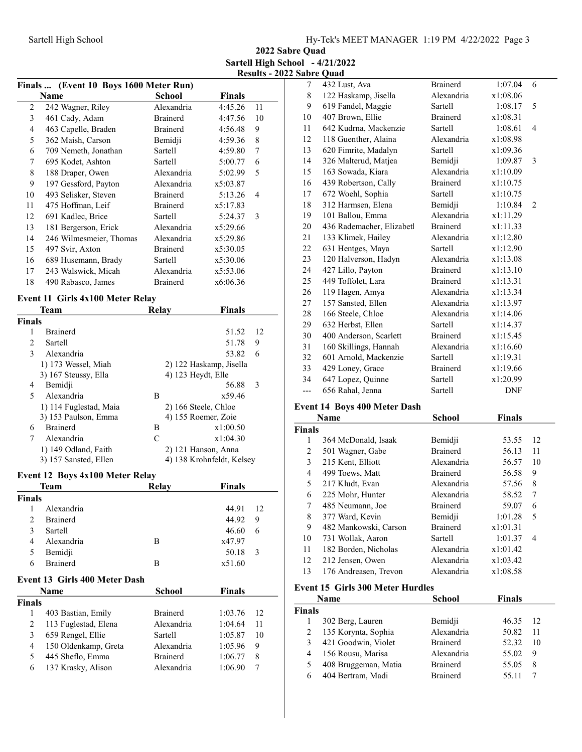## 2022 Sabre Quad

**Sartell High School - 4/21/2022**

**Results - 2022 Sabre Quad**

### Finals ... (Event 10 Boys 1600 Meter Run)

| | Name | School | Finals | |
|---|---|---|---|---|
| 2 | 242 Wagner, Riley | Alexandria | 4:45.26 | 11 |
| 3 | 461 Cady, Adam | Brainerd | 4:47.56 | 10 |
| 4 | 463 Capelle, Braden | Brainerd | 4:56.48 | 9 |
| 5 | 362 Maish, Carson | Bemidji | 4:59.36 | 8 |
| 6 | 709 Nemeth, Jonathan | Sartell | 4:59.80 | 7 |
| 7 | 695 Kodet, Ashton | Sartell | 5:00.77 | 6 |
| 8 | 188 Draper, Owen | Alexandria | 5:02.99 | 5 |
| 9 | 197 Gessford, Payton | Alexandria | x5:03.87 | |
| 10 | 493 Selisker, Steven | Brainerd | 5:13.26 | 4 |
| 11 | 475 Hoffman, Leif | Brainerd | x5:17.83 | |
| 12 | 691 Kadlec, Brice | Sartell | 5:24.37 | 3 |
| 13 | 181 Bergerson, Erick | Alexandria | x5:29.66 | |
| 14 | 246 Wilmesmeier, Thomas | Alexandria | x5:29.86 | |
| 15 | 497 Svir, Axton | Brainerd | x5:30.05 | |
| 16 | 689 Husemann, Brady | Sartell | x5:30.06 | |
| 17 | 243 Walswick, Micah | Alexandria | x5:53.06 | |
| 18 | 490 Rabasco, James | Brainerd | x6:06.36 | |

### Event 11 Girls 4x100 Meter Relay

| | Team | Relay | Finals | |
|---|---|---|---|---|
| **Finals** | | | | |
| 1 | Brainerd | | 51.52 | 12 |
| 2 | Sartell | | 51.78 | 9 |
| 3 | Alexandria | | 53.82 | 6 |
| | 1) 173 Wessel, Miah | 2) 122 Haskamp, Jisella | | |
| | 3) 167 Steussy, Ella | 4) 123 Heydt, Elle | | |
| 4 | Bemidji | | 56.88 | 3 |
| 5 | Alexandria | B | x59.46 | |
| | 1) 114 Fuglestad, Maia | 2) 166 Steele, Chloe | | |
| | 3) 153 Paulson, Emma | 4) 155 Roemer, Zoie | | |
| 6 | Brainerd | B | x1:00.50 | |
| 7 | Alexandria | C | x1:04.30 | |
| | 1) 149 Odland, Faith | 2) 121 Hanson, Anna | | |
| | 3) 157 Sansted, Ellen | 4) 138 Krohnfeldt, Kelsey | | |

### Event 12 Boys 4x100 Meter Relay

| | Team | Relay | Finals | |
|---|---|---|---|---|
| **Finals** | | | | |
| 1 | Alexandria | | 44.91 | 12 |
| 2 | Brainerd | | 44.92 | 9 |
| 3 | Sartell | | 46.60 | 6 |
| 4 | Alexandria | B | x47.97 | |
| 5 | Bemidji | | 50.18 | 3 |
| 6 | Brainerd | B | x51.60 | |

### Event 13 Girls 400 Meter Dash

| | Name | School | Finals | |
|---|---|---|---|---|
| **Finals** | | | | |
| 1 | 403 Bastian, Emily | Brainerd | 1:03.76 | 12 |
| 2 | 113 Fuglestad, Elena | Alexandria | 1:04.64 | 11 |
| 3 | 659 Rengel, Ellie | Sartell | 1:05.87 | 10 |
| 4 | 150 Oldenkamp, Greta | Alexandria | 1:05.96 | 9 |
| 5 | 445 Sheflo, Emma | Brainerd | 1:06.77 | 8 |
| 6 | 137 Krasky, Alison | Alexandria | 1:06.90 | 7 |
| 7 | 432 Lust, Ava | Brainerd | 1:07.04 | 6 |
| 8 | 122 Haskamp, Jisella | Alexandria | x1:08.06 | |
| 9 | 619 Fandel, Maggie | Sartell | 1:08.17 | 5 |
| 10 | 407 Brown, Ellie | Brainerd | x1:08.31 | |
| 11 | 642 Kudrna, Mackenzie | Sartell | 1:08.61 | 4 |
| 12 | 118 Guenther, Alaina | Alexandria | x1:08.98 | |
| 13 | 620 Fimrite, Madalyn | Sartell | x1:09.36 | |
| 14 | 326 Malterud, Matjea | Bemidji | 1:09.87 | 3 |
| 15 | 163 Sowada, Kiara | Alexandria | x1:10.09 | |
| 16 | 439 Robertson, Cally | Brainerd | x1:10.75 | |
| 17 | 672 Woehl, Sophia | Sartell | x1:10.75 | |
| 18 | 312 Harmsen, Elena | Bemidji | 1:10.84 | 2 |
| 19 | 101 Ballou, Emma | Alexandria | x1:11.29 | |
| 20 | 436 Rademacher, Elizabetl | Brainerd | x1:11.33 | |
| 21 | 133 Klimek, Hailey | Alexandria | x1:12.80 | |
| 22 | 631 Hentges, Maya | Sartell | x1:12.90 | |
| 23 | 120 Halverson, Hadyn | Alexandria | x1:13.08 | |
| 24 | 427 Lillo, Payton | Brainerd | x1:13.10 | |
| 25 | 449 Toffolet, Lara | Brainerd | x1:13.31 | |
| 26 | 119 Hagen, Amya | Alexandria | x1:13.34 | |
| 27 | 157 Sansted, Ellen | Alexandria | x1:13.97 | |
| 28 | 166 Steele, Chloe | Alexandria | x1:14.06 | |
| 29 | 632 Herbst, Ellen | Sartell | x1:14.37 | |
| 30 | 400 Anderson, Scarlett | Brainerd | x1:15.45 | |
| 31 | 160 Skillings, Hannah | Alexandria | x1:16.60 | |
| 32 | 601 Arnold, Mackenzie | Sartell | x1:19.31 | |
| 33 | 429 Loney, Grace | Brainerd | x1:19.66 | |
| 34 | 647 Lopez, Quinne | Sartell | x1:20.99 | |
| --- | 656 Rahal, Jenna | Sartell | DNF | |

### Event 14 Boys 400 Meter Dash

| | Name | School | Finals | |
|---|---|---|---|---|
| **Finals** | | | | |
| 1 | 364 McDonald, Isaak | Bemidji | 53.55 | 12 |
| 2 | 501 Wagner, Gabe | Brainerd | 56.13 | 11 |
| 3 | 215 Kent, Elliott | Alexandria | 56.57 | 10 |
| 4 | 499 Toews, Matt | Brainerd | 56.58 | 9 |
| 5 | 217 Kludt, Evan | Alexandria | 57.56 | 8 |
| 6 | 225 Mohr, Hunter | Alexandria | 58.52 | 7 |
| 7 | 485 Neumann, Joe | Brainerd | 59.07 | 6 |
| 8 | 377 Ward, Kevin | Bemidji | 1:01.28 | 5 |
| 9 | 482 Mankowski, Carson | Brainerd | x1:01.31 | |
| 10 | 731 Wollak, Aaron | Sartell | 1:01.37 | 4 |
| 11 | 182 Borden, Nicholas | Alexandria | x1:01.42 | |
| 12 | 212 Jensen, Owen | Alexandria | x1:03.42 | |
| 13 | 176 Andreasen, Trevon | Alexandria | x1:08.58 | |

### Event 15 Girls 300 Meter Hurdles

| | Name | School | Finals | |
|---|---|---|---|---|
| **Finals** | | | | |
| 1 | 302 Berg, Lauren | Bemidji | 46.35 | 12 |
| 2 | 135 Korynta, Sophia | Alexandria | 50.82 | 11 |
| 3 | 421 Goodwin, Violet | Brainerd | 52.32 | 10 |
| 4 | 156 Rousu, Marisa | Alexandria | 55.02 | 9 |
| 5 | 408 Bruggeman, Matia | Brainerd | 55.05 | 8 |
| 6 | 404 Bertram, Madi | Brainerd | 55.11 | 7 |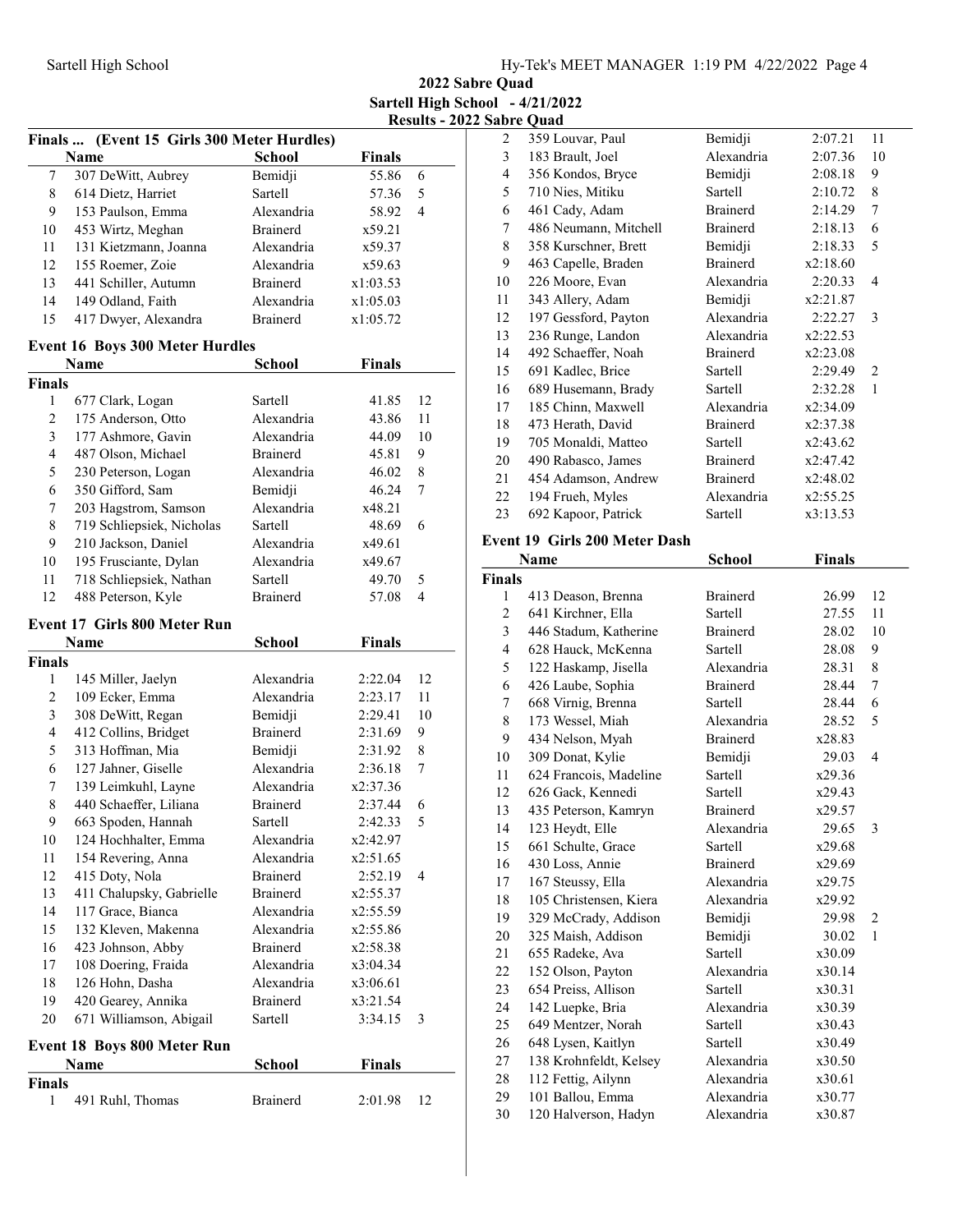## 2022 Sabre Quad

**Sartell High School - 4/21/2022**

**Results - 2022 Sabre Quad**

### Finals ... (Event 15 Girls 300 Meter Hurdles)

| | Name | School | Finals | |
|---|---|---|---|---|
| 7 | 307 DeWitt, Aubrey | Bemidji | 55.86 | 6 |
| 8 | 614 Dietz, Harriet | Sartell | 57.36 | 5 |
| 9 | 153 Paulson, Emma | Alexandria | 58.92 | 4 |
| 10 | 453 Wirtz, Meghan | Brainerd | x59.21 | |
| 11 | 131 Kietzmann, Joanna | Alexandria | x59.37 | |
| 12 | 155 Roemer, Zoie | Alexandria | x59.63 | |
| 13 | 441 Schiller, Autumn | Brainerd | x1:03.53 | |
| 14 | 149 Odland, Faith | Alexandria | x1:05.03 | |
| 15 | 417 Dwyer, Alexandra | Brainerd | x1:05.72 | |

### Event 16 Boys 300 Meter Hurdles

| | Name | School | Finals | |
|---|---|---|---|---|
| **Finals** | | | | |
| 1 | 677 Clark, Logan | Sartell | 41.85 | 12 |
| 2 | 175 Anderson, Otto | Alexandria | 43.86 | 11 |
| 3 | 177 Ashmore, Gavin | Alexandria | 44.09 | 10 |
| 4 | 487 Olson, Michael | Brainerd | 45.81 | 9 |
| 5 | 230 Peterson, Logan | Alexandria | 46.02 | 8 |
| 6 | 350 Gifford, Sam | Bemidji | 46.24 | 7 |
| 7 | 203 Hagstrom, Samson | Alexandria | x48.21 | |
| 8 | 719 Schliepsiek, Nicholas | Sartell | 48.69 | 6 |
| 9 | 210 Jackson, Daniel | Alexandria | x49.61 | |
| 10 | 195 Frusciante, Dylan | Alexandria | x49.67 | |
| 11 | 718 Schliepsiek, Nathan | Sartell | 49.70 | 5 |
| 12 | 488 Peterson, Kyle | Brainerd | 57.08 | 4 |

### Event 17 Girls 800 Meter Run

| | Name | School | Finals | |
|---|---|---|---|---|
| **Finals** | | | | |
| 1 | 145 Miller, Jaelyn | Alexandria | 2:22.04 | 12 |
| 2 | 109 Ecker, Emma | Alexandria | 2:23.17 | 11 |
| 3 | 308 DeWitt, Regan | Bemidji | 2:29.41 | 10 |
| 4 | 412 Collins, Bridget | Brainerd | 2:31.69 | 9 |
| 5 | 313 Hoffman, Mia | Bemidji | 2:31.92 | 8 |
| 6 | 127 Jahner, Giselle | Alexandria | 2:36.18 | 7 |
| 7 | 139 Leimkuhl, Layne | Alexandria | x2:37.36 | |
| 8 | 440 Schaeffer, Liliana | Brainerd | 2:37.44 | 6 |
| 9 | 663 Spoden, Hannah | Sartell | 2:42.33 | 5 |
| 10 | 124 Hochhalter, Emma | Alexandria | x2:42.97 | |
| 11 | 154 Revering, Anna | Alexandria | x2:51.65 | |
| 12 | 415 Doty, Nola | Brainerd | 2:52.19 | 4 |
| 13 | 411 Chalupsky, Gabrielle | Brainerd | x2:55.37 | |
| 14 | 117 Grace, Bianca | Alexandria | x2:55.59 | |
| 15 | 132 Kleven, Makenna | Alexandria | x2:55.86 | |
| 16 | 423 Johnson, Abby | Brainerd | x2:58.38 | |
| 17 | 108 Doering, Fraida | Alexandria | x3:04.34 | |
| 18 | 126 Hohn, Dasha | Alexandria | x3:06.61 | |
| 19 | 420 Gearey, Annika | Brainerd | x3:21.54 | |
| 20 | 671 Williamson, Abigail | Sartell | 3:34.15 | 3 |

### Event 18 Boys 800 Meter Run

| | Name | School | Finals | |
|---|---|---|---|---|
| **Finals** | | | | |
| 1 | 491 Ruhl, Thomas | Brainerd | 2:01.98 | 12 |
| 2 | 359 Louvar, Paul | Bemidji | 2:07.21 | 11 |
| 3 | 183 Brault, Joel | Alexandria | 2:07.36 | 10 |
| 4 | 356 Kondos, Bryce | Bemidji | 2:08.18 | 9 |
| 5 | 710 Nies, Mitiku | Sartell | 2:10.72 | 8 |
| 6 | 461 Cady, Adam | Brainerd | 2:14.29 | 7 |
| 7 | 486 Neumann, Mitchell | Brainerd | 2:18.13 | 6 |
| 8 | 358 Kurschner, Brett | Bemidji | 2:18.33 | 5 |
| 9 | 463 Capelle, Braden | Brainerd | x2:18.60 | |
| 10 | 226 Moore, Evan | Alexandria | 2:20.33 | 4 |
| 11 | 343 Allery, Adam | Bemidji | x2:21.87 | |
| 12 | 197 Gessford, Payton | Alexandria | 2:22.27 | 3 |
| 13 | 236 Runge, Landon | Alexandria | x2:22.53 | |
| 14 | 492 Schaeffer, Noah | Brainerd | x2:23.08 | |
| 15 | 691 Kadlec, Brice | Sartell | 2:29.49 | 2 |
| 16 | 689 Husemann, Brady | Sartell | 2:32.28 | 1 |
| 17 | 185 Chinn, Maxwell | Alexandria | x2:34.09 | |
| 18 | 473 Herath, David | Brainerd | x2:37.38 | |
| 19 | 705 Monaldi, Matteo | Sartell | x2:43.62 | |
| 20 | 490 Rabasco, James | Brainerd | x2:47.42 | |
| 21 | 454 Adamson, Andrew | Brainerd | x2:48.02 | |
| 22 | 194 Frueh, Myles | Alexandria | x2:55.25 | |
| 23 | 692 Kapoor, Patrick | Sartell | x3:13.53 | |

### Event 19 Girls 200 Meter Dash

| | Name | School | Finals | |
|---|---|---|---|---|
| **Finals** | | | | |
| 1 | 413 Deason, Brenna | Brainerd | 26.99 | 12 |
| 2 | 641 Kirchner, Ella | Sartell | 27.55 | 11 |
| 3 | 446 Stadum, Katherine | Brainerd | 28.02 | 10 |
| 4 | 628 Hauck, McKenna | Sartell | 28.08 | 9 |
| 5 | 122 Haskamp, Jisella | Alexandria | 28.31 | 8 |
| 6 | 426 Laube, Sophia | Brainerd | 28.44 | 7 |
| 7 | 668 Virnig, Brenna | Sartell | 28.44 | 6 |
| 8 | 173 Wessel, Miah | Alexandria | 28.52 | 5 |
| 9 | 434 Nelson, Myah | Brainerd | x28.83 | |
| 10 | 309 Donat, Kylie | Bemidji | 29.03 | 4 |
| 11 | 624 Francois, Madeline | Sartell | x29.36 | |
| 12 | 626 Gack, Kennedi | Sartell | x29.43 | |
| 13 | 435 Peterson, Kamryn | Brainerd | x29.57 | |
| 14 | 123 Heydt, Elle | Alexandria | 29.65 | 3 |
| 15 | 661 Schulte, Grace | Sartell | x29.68 | |
| 16 | 430 Loss, Annie | Brainerd | x29.69 | |
| 17 | 167 Steussy, Ella | Alexandria | x29.75 | |
| 18 | 105 Christensen, Kiera | Alexandria | x29.92 | |
| 19 | 329 McCrady, Addison | Bemidji | 29.98 | 2 |
| 20 | 325 Maish, Addison | Bemidji | 30.02 | 1 |
| 21 | 655 Radeke, Ava | Sartell | x30.09 | |
| 22 | 152 Olson, Payton | Alexandria | x30.14 | |
| 23 | 654 Preiss, Allison | Sartell | x30.31 | |
| 24 | 142 Luepke, Bria | Alexandria | x30.39 | |
| 25 | 649 Mentzer, Norah | Sartell | x30.43 | |
| 26 | 648 Lysen, Kaitlyn | Sartell | x30.49 | |
| 27 | 138 Krohnfeldt, Kelsey | Alexandria | x30.50 | |
| 28 | 112 Fettig, Ailynn | Alexandria | x30.61 | |
| 29 | 101 Ballou, Emma | Alexandria | x30.77 | |
| 30 | 120 Halverson, Hadyn | Alexandria | x30.87 | |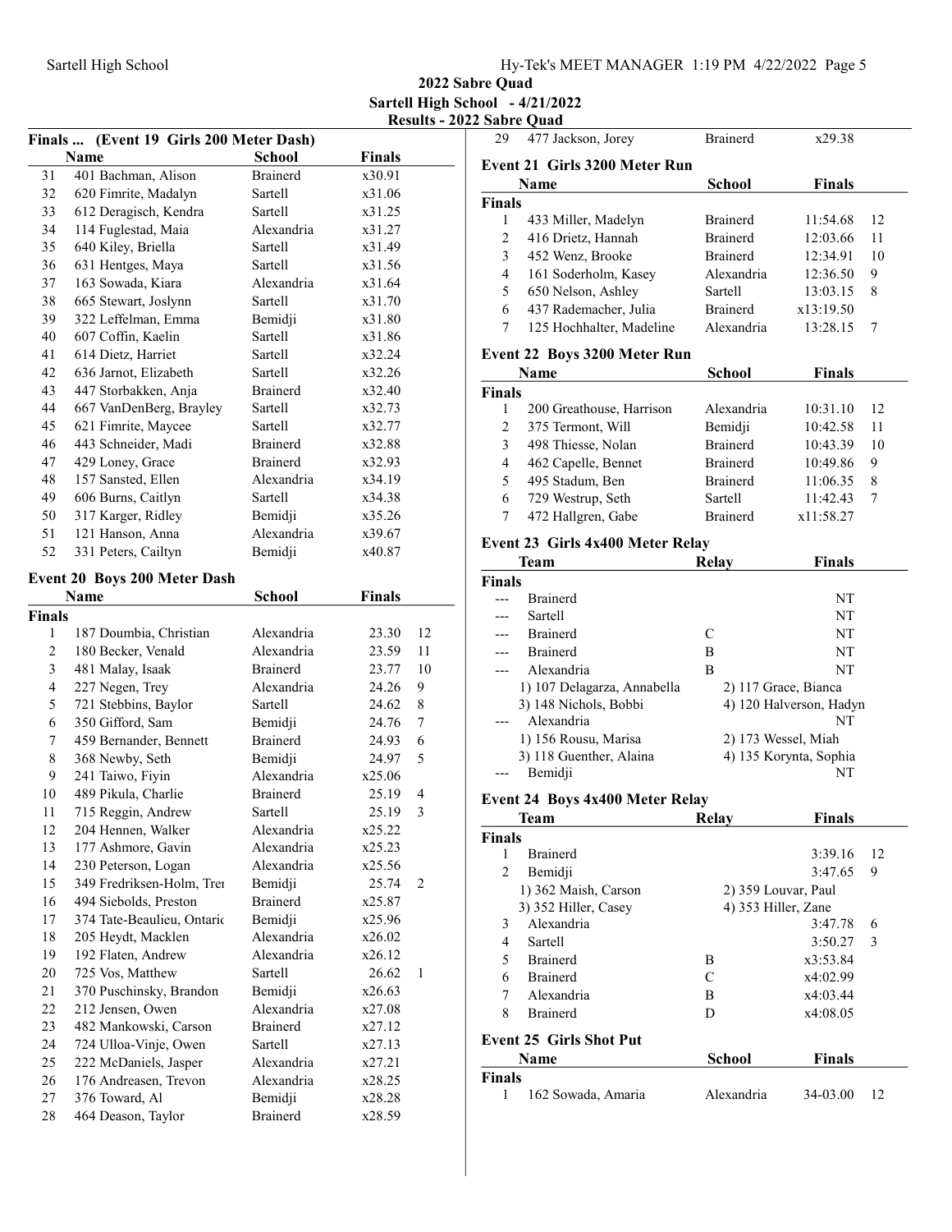## 2022 Sabre Quad

**Sartell High School - 4/21/2022**

**Results - 2022 Sabre Quad**

### Finals ... (Event 19 Girls 200 Meter Dash)

| | Name | School | Finals | |
|---|---|---|---|---|
| 31 | 401 Bachman, Alison | Brainerd | x30.91 | |
| 32 | 620 Fimrite, Madalyn | Sartell | x31.06 | |
| 33 | 612 Deragisch, Kendra | Sartell | x31.25 | |
| 34 | 114 Fuglestad, Maia | Alexandria | x31.27 | |
| 35 | 640 Kiley, Briella | Sartell | x31.49 | |
| 36 | 631 Hentges, Maya | Sartell | x31.56 | |
| 37 | 163 Sowada, Kiara | Alexandria | x31.64 | |
| 38 | 665 Stewart, Joslynn | Sartell | x31.70 | |
| 39 | 322 Leffelman, Emma | Bemidji | x31.80 | |
| 40 | 607 Coffin, Kaelin | Sartell | x31.86 | |
| 41 | 614 Dietz, Harriet | Sartell | x32.24 | |
| 42 | 636 Jarnot, Elizabeth | Sartell | x32.26 | |
| 43 | 447 Storbakken, Anja | Brainerd | x32.40 | |
| 44 | 667 VanDenBerg, Brayley | Sartell | x32.73 | |
| 45 | 621 Fimrite, Maycee | Sartell | x32.77 | |
| 46 | 443 Schneider, Madi | Brainerd | x32.88 | |
| 47 | 429 Loney, Grace | Brainerd | x32.93 | |
| 48 | 157 Sansted, Ellen | Alexandria | x34.19 | |
| 49 | 606 Burns, Caitlyn | Sartell | x34.38 | |
| 50 | 317 Karger, Ridley | Bemidji | x35.26 | |
| 51 | 121 Hanson, Anna | Alexandria | x39.67 | |
| 52 | 331 Peters, Cailtyn | Bemidji | x40.87 | |

### Event 20 Boys 200 Meter Dash

**Finals**

| | Name | School | Finals | |
|---|---|---|---|---|
| 1 | 187 Doumbia, Christian | Alexandria | 23.30 | 12 |
| 2 | 180 Becker, Venald | Alexandria | 23.59 | 11 |
| 3 | 481 Malay, Isaak | Brainerd | 23.77 | 10 |
| 4 | 227 Negen, Trey | Alexandria | 24.26 | 9 |
| 5 | 721 Stebbins, Baylor | Sartell | 24.62 | 8 |
| 6 | 350 Gifford, Sam | Bemidji | 24.76 | 7 |
| 7 | 459 Bernander, Bennett | Brainerd | 24.93 | 6 |
| 8 | 368 Newby, Seth | Bemidji | 24.97 | 5 |
| 9 | 241 Taiwo, Fiyin | Alexandria | x25.06 | |
| 10 | 489 Pikula, Charlie | Brainerd | 25.19 | 4 |
| 11 | 715 Reggin, Andrew | Sartell | 25.19 | 3 |
| 12 | 204 Hennen, Walker | Alexandria | x25.22 | |
| 13 | 177 Ashmore, Gavin | Alexandria | x25.23 | |
| 14 | 230 Peterson, Logan | Alexandria | x25.56 | |
| 15 | 349 Fredriksen-Holm, Trer | Bemidji | 25.74 | 2 |
| 16 | 494 Siebolds, Preston | Brainerd | x25.87 | |
| 17 | 374 Tate-Beaulieu, Ontaric | Bemidji | x25.96 | |
| 18 | 205 Heydt, Macklen | Alexandria | x26.02 | |
| 19 | 192 Flaten, Andrew | Alexandria | x26.12 | |
| 20 | 725 Vos, Matthew | Sartell | 26.62 | 1 |
| 21 | 370 Puschinsky, Brandon | Bemidji | x26.63 | |
| 22 | 212 Jensen, Owen | Alexandria | x27.08 | |
| 23 | 482 Mankowski, Carson | Brainerd | x27.12 | |
| 24 | 724 Ulloa-Vinje, Owen | Sartell | x27.13 | |
| 25 | 222 McDaniels, Jasper | Alexandria | x27.21 | |
| 26 | 176 Andreasen, Trevon | Alexandria | x28.25 | |
| 27 | 376 Toward, Al | Bemidji | x28.28 | |
| 28 | 464 Deason, Taylor | Brainerd | x28.59 | |
| 29 | 477 Jackson, Jorey | Brainerd | x29.38 | |

### Event 21 Girls 3200 Meter Run

**Finals**

| | Name | School | Finals | |
|---|---|---|---|---|
| 1 | 433 Miller, Madelyn | Brainerd | 11:54.68 | 12 |
| 2 | 416 Drietz, Hannah | Brainerd | 12:03.66 | 11 |
| 3 | 452 Wenz, Brooke | Brainerd | 12:34.91 | 10 |
| 4 | 161 Soderholm, Kasey | Alexandria | 12:36.50 | 9 |
| 5 | 650 Nelson, Ashley | Sartell | 13:03.15 | 8 |
| 6 | 437 Rademacher, Julia | Brainerd | x13:19.50 | |
| 7 | 125 Hochhalter, Madeline | Alexandria | 13:28.15 | 7 |

### Event 22 Boys 3200 Meter Run

**Finals**

| | Name | School | Finals | |
|---|---|---|---|---|
| 1 | 200 Greathouse, Harrison | Alexandria | 10:31.10 | 12 |
| 2 | 375 Termont, Will | Bemidji | 10:42.58 | 11 |
| 3 | 498 Thiesse, Nolan | Brainerd | 10:43.39 | 10 |
| 4 | 462 Capelle, Bennet | Brainerd | 10:49.86 | 9 |
| 5 | 495 Stadum, Ben | Brainerd | 11:06.35 | 8 |
| 6 | 729 Westrup, Seth | Sartell | 11:42.43 | 7 |
| 7 | 472 Hallgren, Gabe | Brainerd | x11:58.27 | |

### Event 23 Girls 4x400 Meter Relay

**Finals**

| | Team | Relay | Finals |
|---|---|---|---|
| --- | Brainerd | | NT |
| --- | Sartell | | NT |
| --- | Brainerd | C | NT |
| --- | Brainerd | B | NT |
| --- | Alexandria | B | NT |
| | 1) 107 Delagarza, Annabella | 2) 117 Grace, Bianca | |
| | 3) 148 Nichols, Bobbi | 4) 120 Halverson, Hadyn | |
| --- | Alexandria | | NT |
| | 1) 156 Rousu, Marisa | 2) 173 Wessel, Miah | |
| | 3) 118 Guenther, Alaina | 4) 135 Korynta, Sophia | |
| --- | Bemidji | | NT |

### Event 24 Boys 4x400 Meter Relay

**Finals**

| | Team | Relay | Finals | |
|---|---|---|---|---|
| 1 | Brainerd | | 3:39.16 | 12 |
| 2 | Bemidji | | 3:47.65 | 9 |
| | 1) 362 Maish, Carson | 2) 359 Louvar, Paul | | |
| | 3) 352 Hiller, Casey | 4) 353 Hiller, Zane | | |
| 3 | Alexandria | | 3:47.78 | 6 |
| 4 | Sartell | | 3:50.27 | 3 |
| 5 | Brainerd | B | x3:53.84 | |
| 6 | Brainerd | C | x4:02.99 | |
| 7 | Alexandria | B | x4:03.44 | |
| 8 | Brainerd | D | x4:08.05 | |

### Event 25 Girls Shot Put

**Finals**

| | Name | School | Finals | |
|---|---|---|---|---|
| 1 | 162 Sowada, Amaria | Alexandria | 34-03.00 | 12 |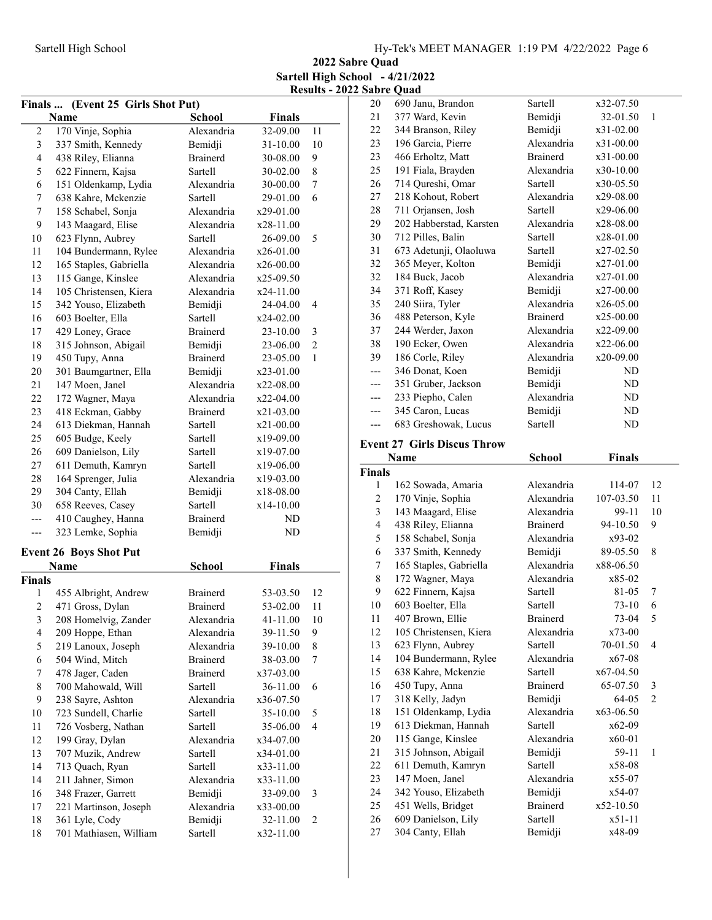## 2022 Sabre Quad

**Sartell High School - 4/21/2022**

**Results - 2022 Sabre Quad**

### Finals ... (Event 25 Girls Shot Put)

| | Name | School | Finals | |
|---|---|---|---|---|
| 2 | 170 Vinje, Sophia | Alexandria | 32-09.00 | 11 |
| 3 | 337 Smith, Kennedy | Bemidji | 31-10.00 | 10 |
| 4 | 438 Riley, Elianna | Brainerd | 30-08.00 | 9 |
| 5 | 622 Finnern, Kajsa | Sartell | 30-02.00 | 8 |
| 6 | 151 Oldenkamp, Lydia | Alexandria | 30-00.00 | 7 |
| 7 | 638 Kahre, Mckenzie | Sartell | 29-01.00 | 6 |
| 7 | 158 Schabel, Sonja | Alexandria | x29-01.00 | |
| 9 | 143 Maagard, Elise | Alexandria | x28-11.00 | |
| 10 | 623 Flynn, Aubrey | Sartell | 26-09.00 | 5 |
| 11 | 104 Bundermann, Rylee | Alexandria | x26-01.00 | |
| 12 | 165 Staples, Gabriella | Alexandria | x26-00.00 | |
| 13 | 115 Gange, Kinslee | Alexandria | x25-09.50 | |
| 14 | 105 Christensen, Kiera | Alexandria | x24-11.00 | |
| 15 | 342 Youso, Elizabeth | Bemidji | 24-04.00 | 4 |
| 16 | 603 Boelter, Ella | Sartell | x24-02.00 | |
| 17 | 429 Loney, Grace | Brainerd | 23-10.00 | 3 |
| 18 | 315 Johnson, Abigail | Bemidji | 23-06.00 | 2 |
| 19 | 450 Tupy, Anna | Brainerd | 23-05.00 | 1 |
| 20 | 301 Baumgartner, Ella | Bemidji | x23-01.00 | |
| 21 | 147 Moen, Janel | Alexandria | x22-08.00 | |
| 22 | 172 Wagner, Maya | Alexandria | x22-04.00 | |
| 23 | 418 Eckman, Gabby | Brainerd | x21-03.00 | |
| 24 | 613 Diekman, Hannah | Sartell | x21-00.00 | |
| 25 | 605 Budge, Keely | Sartell | x19-09.00 | |
| 26 | 609 Danielson, Lily | Sartell | x19-07.00 | |
| 27 | 611 Demuth, Kamryn | Sartell | x19-06.00 | |
| 28 | 164 Sprenger, Julia | Alexandria | x19-03.00 | |
| 29 | 304 Canty, Ellah | Bemidji | x18-08.00 | |
| 30 | 658 Reeves, Casey | Sartell | x14-10.00 | |
| --- | 410 Caughey, Hanna | Brainerd | ND | |
| --- | 323 Lemke, Sophia | Bemidji | ND | |

### Event 26 Boys Shot Put

| | Name | School | Finals | |
|---|---|---|---|---|
| **Finals** | | | | |
| 1 | 455 Albright, Andrew | Brainerd | 53-03.50 | 12 |
| 2 | 471 Gross, Dylan | Brainerd | 53-02.00 | 11 |
| 3 | 208 Homelvig, Zander | Alexandria | 41-11.00 | 10 |
| 4 | 209 Hoppe, Ethan | Alexandria | 39-11.50 | 9 |
| 5 | 219 Lanoux, Joseph | Alexandria | 39-10.00 | 8 |
| 6 | 504 Wind, Mitch | Brainerd | 38-03.00 | 7 |
| 7 | 478 Jager, Caden | Brainerd | x37-03.00 | |
| 8 | 700 Mahowald, Will | Sartell | 36-11.00 | 6 |
| 9 | 238 Sayre, Ashton | Alexandria | x36-07.50 | |
| 10 | 723 Sundell, Charlie | Sartell | 35-10.00 | 5 |
| 11 | 726 Vosberg, Nathan | Sartell | 35-06.00 | 4 |
| 12 | 199 Gray, Dylan | Alexandria | x34-07.00 | |
| 13 | 707 Muzik, Andrew | Sartell | x34-01.00 | |
| 14 | 713 Quach, Ryan | Sartell | x33-11.00 | |
| 14 | 211 Jahner, Simon | Alexandria | x33-11.00 | |
| 16 | 348 Frazer, Garrett | Bemidji | 33-09.00 | 3 |
| 17 | 221 Martinson, Joseph | Alexandria | x33-00.00 | |
| 18 | 361 Lyle, Cody | Bemidji | 32-11.00 | 2 |
| 18 | 701 Mathiasen, William | Sartell | x32-11.00 | |
| 20 | 690 Janu, Brandon | Sartell | x32-07.50 | |
| 21 | 377 Ward, Kevin | Bemidji | 32-01.50 | 1 |
| 22 | 344 Branson, Riley | Bemidji | x31-02.00 | |
| 23 | 196 Garcia, Pierre | Alexandria | x31-00.00 | |
| 23 | 466 Erholtz, Matt | Brainerd | x31-00.00 | |
| 25 | 191 Fiala, Brayden | Alexandria | x30-10.00 | |
| 26 | 714 Qureshi, Omar | Sartell | x30-05.50 | |
| 27 | 218 Kohout, Robert | Alexandria | x29-08.00 | |
| 28 | 711 Orjansen, Josh | Sartell | x29-06.00 | |
| 29 | 202 Habberstad, Karsten | Alexandria | x28-08.00 | |
| 30 | 712 Pilles, Balin | Sartell | x28-01.00 | |
| 31 | 673 Adetunji, Olaoluwa | Sartell | x27-02.50 | |
| 32 | 365 Meyer, Kolton | Bemidji | x27-01.00 | |
| 32 | 184 Buck, Jacob | Alexandria | x27-01.00 | |
| 34 | 371 Roff, Kasey | Bemidji | x27-00.00 | |
| 35 | 240 Siira, Tyler | Alexandria | x26-05.00 | |
| 36 | 488 Peterson, Kyle | Brainerd | x25-00.00 | |
| 37 | 244 Werder, Jaxon | Alexandria | x22-09.00 | |
| 38 | 190 Ecker, Owen | Alexandria | x22-06.00 | |
| 39 | 186 Corle, Riley | Alexandria | x20-09.00 | |
| --- | 346 Donat, Koen | Bemidji | ND | |
| --- | 351 Gruber, Jackson | Bemidji | ND | |
| --- | 233 Piepho, Calen | Alexandria | ND | |
| --- | 345 Caron, Lucas | Bemidji | ND | |
| --- | 683 Greshowak, Lucus | Sartell | ND | |

### Event 27 Girls Discus Throw

| | Name | School | Finals | |
|---|---|---|---|---|
| **Finals** | | | | |
| 1 | 162 Sowada, Amaria | Alexandria | 114-07 | 12 |
| 2 | 170 Vinje, Sophia | Alexandria | 107-03.50 | 11 |
| 3 | 143 Maagard, Elise | Alexandria | 99-11 | 10 |
| 4 | 438 Riley, Elianna | Brainerd | 94-10.50 | 9 |
| 5 | 158 Schabel, Sonja | Alexandria | x93-02 | |
| 6 | 337 Smith, Kennedy | Bemidji | 89-05.50 | 8 |
| 7 | 165 Staples, Gabriella | Alexandria | x88-06.50 | |
| 8 | 172 Wagner, Maya | Alexandria | x85-02 | |
| 9 | 622 Finnern, Kajsa | Sartell | 81-05 | 7 |
| 10 | 603 Boelter, Ella | Sartell | 73-10 | 6 |
| 11 | 407 Brown, Ellie | Brainerd | 73-04 | 5 |
| 12 | 105 Christensen, Kiera | Alexandria | x73-00 | |
| 13 | 623 Flynn, Aubrey | Sartell | 70-01.50 | 4 |
| 14 | 104 Bundermann, Rylee | Alexandria | x67-08 | |
| 15 | 638 Kahre, Mckenzie | Sartell | x67-04.50 | |
| 16 | 450 Tupy, Anna | Brainerd | 65-07.50 | 3 |
| 17 | 318 Kelly, Jadyn | Bemidji | 64-05 | 2 |
| 18 | 151 Oldenkamp, Lydia | Alexandria | x63-06.50 | |
| 19 | 613 Diekman, Hannah | Sartell | x62-09 | |
| 20 | 115 Gange, Kinslee | Alexandria | x60-01 | |
| 21 | 315 Johnson, Abigail | Bemidji | 59-11 | 1 |
| 22 | 611 Demuth, Kamryn | Sartell | x58-08 | |
| 23 | 147 Moen, Janel | Alexandria | x55-07 | |
| 24 | 342 Youso, Elizabeth | Bemidji | x54-07 | |
| 25 | 451 Wells, Bridget | Brainerd | x52-10.50 | |
| 26 | 609 Danielson, Lily | Sartell | x51-11 | |
| 27 | 304 Canty, Ellah | Bemidji | x48-09 | |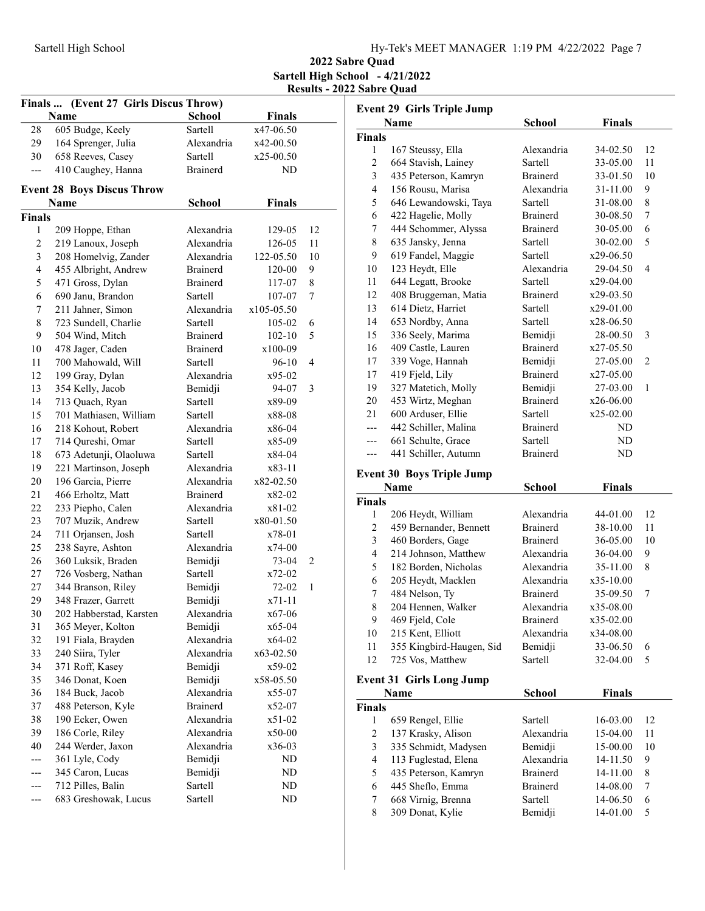## 2022 Sabre Quad

**Sartell High School - 4/21/2022**

**Results - 2022 Sabre Quad**

### Finals ... (Event 27 Girls Discus Throw)

| | Name | School | Finals | |
|---|---|---|---|---|
| 28 | 605 Budge, Keely | Sartell | x47-06.50 | |
| 29 | 164 Sprenger, Julia | Alexandria | x42-00.50 | |
| 30 | 658 Reeves, Casey | Sartell | x25-00.50 | |
| --- | 410 Caughey, Hanna | Brainerd | ND | |

### Event 28 Boys Discus Throw

| | Name | School | Finals | |
|---|---|---|---|---|
| **Finals** | | | | |
| 1 | 209 Hoppe, Ethan | Alexandria | 129-05 | 12 |
| 2 | 219 Lanoux, Joseph | Alexandria | 126-05 | 11 |
| 3 | 208 Homelvig, Zander | Alexandria | 122-05.50 | 10 |
| 4 | 455 Albright, Andrew | Brainerd | 120-00 | 9 |
| 5 | 471 Gross, Dylan | Brainerd | 117-07 | 8 |
| 6 | 690 Janu, Brandon | Sartell | 107-07 | 7 |
| 7 | 211 Jahner, Simon | Alexandria | x105-05.50 | |
| 8 | 723 Sundell, Charlie | Sartell | 105-02 | 6 |
| 9 | 504 Wind, Mitch | Brainerd | 102-10 | 5 |
| 10 | 478 Jager, Caden | Brainerd | x100-09 | |
| 11 | 700 Mahowald, Will | Sartell | 96-10 | 4 |
| 12 | 199 Gray, Dylan | Alexandria | x95-02 | |
| 13 | 354 Kelly, Jacob | Bemidji | 94-07 | 3 |
| 14 | 713 Quach, Ryan | Sartell | x89-09 | |
| 15 | 701 Mathiasen, William | Sartell | x88-08 | |
| 16 | 218 Kohout, Robert | Alexandria | x86-04 | |
| 17 | 714 Qureshi, Omar | Sartell | x85-09 | |
| 18 | 673 Adetunji, Olaoluwa | Sartell | x84-04 | |
| 19 | 221 Martinson, Joseph | Alexandria | x83-11 | |
| 20 | 196 Garcia, Pierre | Alexandria | x82-02.50 | |
| 21 | 466 Erholtz, Matt | Brainerd | x82-02 | |
| 22 | 233 Piepho, Calen | Alexandria | x81-02 | |
| 23 | 707 Muzik, Andrew | Sartell | x80-01.50 | |
| 24 | 711 Orjansen, Josh | Sartell | x78-01 | |
| 25 | 238 Sayre, Ashton | Alexandria | x74-00 | |
| 26 | 360 Luksik, Braden | Bemidji | 73-04 | 2 |
| 27 | 726 Vosberg, Nathan | Sartell | x72-02 | |
| 27 | 344 Branson, Riley | Bemidji | 72-02 | 1 |
| 29 | 348 Frazer, Garrett | Bemidji | x71-11 | |
| 30 | 202 Habberstad, Karsten | Alexandria | x67-06 | |
| 31 | 365 Meyer, Kolton | Bemidji | x65-04 | |
| 32 | 191 Fiala, Brayden | Alexandria | x64-02 | |
| 33 | 240 Siira, Tyler | Alexandria | x63-02.50 | |
| 34 | 371 Roff, Kasey | Bemidji | x59-02 | |
| 35 | 346 Donat, Koen | Bemidji | x58-05.50 | |
| 36 | 184 Buck, Jacob | Alexandria | x55-07 | |
| 37 | 488 Peterson, Kyle | Brainerd | x52-07 | |
| 38 | 190 Ecker, Owen | Alexandria | x51-02 | |
| 39 | 186 Corle, Riley | Alexandria | x50-00 | |
| 40 | 244 Werder, Jaxon | Alexandria | x36-03 | |
| --- | 361 Lyle, Cody | Bemidji | ND | |
| --- | 345 Caron, Lucas | Bemidji | ND | |
| --- | 712 Pilles, Balin | Sartell | ND | |
| --- | 683 Greshowak, Lucus | Sartell | ND | |

### Event 29 Girls Triple Jump

| | Name | School | Finals | |
|---|---|---|---|---|
| **Finals** | | | | |
| 1 | 167 Steussy, Ella | Alexandria | 34-02.50 | 12 |
| 2 | 664 Stavish, Lainey | Sartell | 33-05.00 | 11 |
| 3 | 435 Peterson, Kamryn | Brainerd | 33-01.50 | 10 |
| 4 | 156 Rousu, Marisa | Alexandria | 31-11.00 | 9 |
| 5 | 646 Lewandowski, Taya | Sartell | 31-08.00 | 8 |
| 6 | 422 Hagelie, Molly | Brainerd | 30-08.50 | 7 |
| 7 | 444 Schommer, Alyssa | Brainerd | 30-05.00 | 6 |
| 8 | 635 Jansky, Jenna | Sartell | 30-02.00 | 5 |
| 9 | 619 Fandel, Maggie | Sartell | x29-06.50 | |
| 10 | 123 Heydt, Elle | Alexandria | 29-04.50 | 4 |
| 11 | 644 Legatt, Brooke | Sartell | x29-04.00 | |
| 12 | 408 Bruggeman, Matia | Brainerd | x29-03.50 | |
| 13 | 614 Dietz, Harriet | Sartell | x29-01.00 | |
| 14 | 653 Nordby, Anna | Sartell | x28-06.50 | |
| 15 | 336 Seely, Marima | Bemidji | 28-00.50 | 3 |
| 16 | 409 Castle, Lauren | Brainerd | x27-05.50 | |
| 17 | 339 Voge, Hannah | Bemidji | 27-05.00 | 2 |
| 17 | 419 Fjeld, Lily | Brainerd | x27-05.00 | |
| 19 | 327 Matetich, Molly | Bemidji | 27-03.00 | 1 |
| 20 | 453 Wirtz, Meghan | Brainerd | x26-06.00 | |
| 21 | 600 Arduser, Ellie | Sartell | x25-02.00 | |
| --- | 442 Schiller, Malina | Brainerd | ND | |
| --- | 661 Schulte, Grace | Sartell | ND | |
| --- | 441 Schiller, Autumn | Brainerd | ND | |

### Event 30 Boys Triple Jump

| | Name | School | Finals | |
|---|---|---|---|---|
| **Finals** | | | | |
| 1 | 206 Heydt, William | Alexandria | 44-01.00 | 12 |
| 2 | 459 Bernander, Bennett | Brainerd | 38-10.00 | 11 |
| 3 | 460 Borders, Gage | Brainerd | 36-05.00 | 10 |
| 4 | 214 Johnson, Matthew | Alexandria | 36-04.00 | 9 |
| 5 | 182 Borden, Nicholas | Alexandria | 35-11.00 | 8 |
| 6 | 205 Heydt, Macklen | Alexandria | x35-10.00 | |
| 7 | 484 Nelson, Ty | Brainerd | 35-09.50 | 7 |
| 8 | 204 Hennen, Walker | Alexandria | x35-08.00 | |
| 9 | 469 Fjeld, Cole | Brainerd | x35-02.00 | |
| 10 | 215 Kent, Elliott | Alexandria | x34-08.00 | |
| 11 | 355 Kingbird-Haugen, Sid | Bemidji | 33-06.50 | 6 |
| 12 | 725 Vos, Matthew | Sartell | 32-04.00 | 5 |

### Event 31 Girls Long Jump

| | Name | School | Finals | |
|---|---|---|---|---|
| **Finals** | | | | |
| 1 | 659 Rengel, Ellie | Sartell | 16-03.00 | 12 |
| 2 | 137 Krasky, Alison | Alexandria | 15-04.00 | 11 |
| 3 | 335 Schmidt, Madysen | Bemidji | 15-00.00 | 10 |
| 4 | 113 Fuglestad, Elena | Alexandria | 14-11.50 | 9 |
| 5 | 435 Peterson, Kamryn | Brainerd | 14-11.00 | 8 |
| 6 | 445 Sheflo, Emma | Brainerd | 14-08.00 | 7 |
| 7 | 668 Virnig, Brenna | Sartell | 14-06.50 | 6 |
| 8 | 309 Donat, Kylie | Bemidji | 14-01.00 | 5 |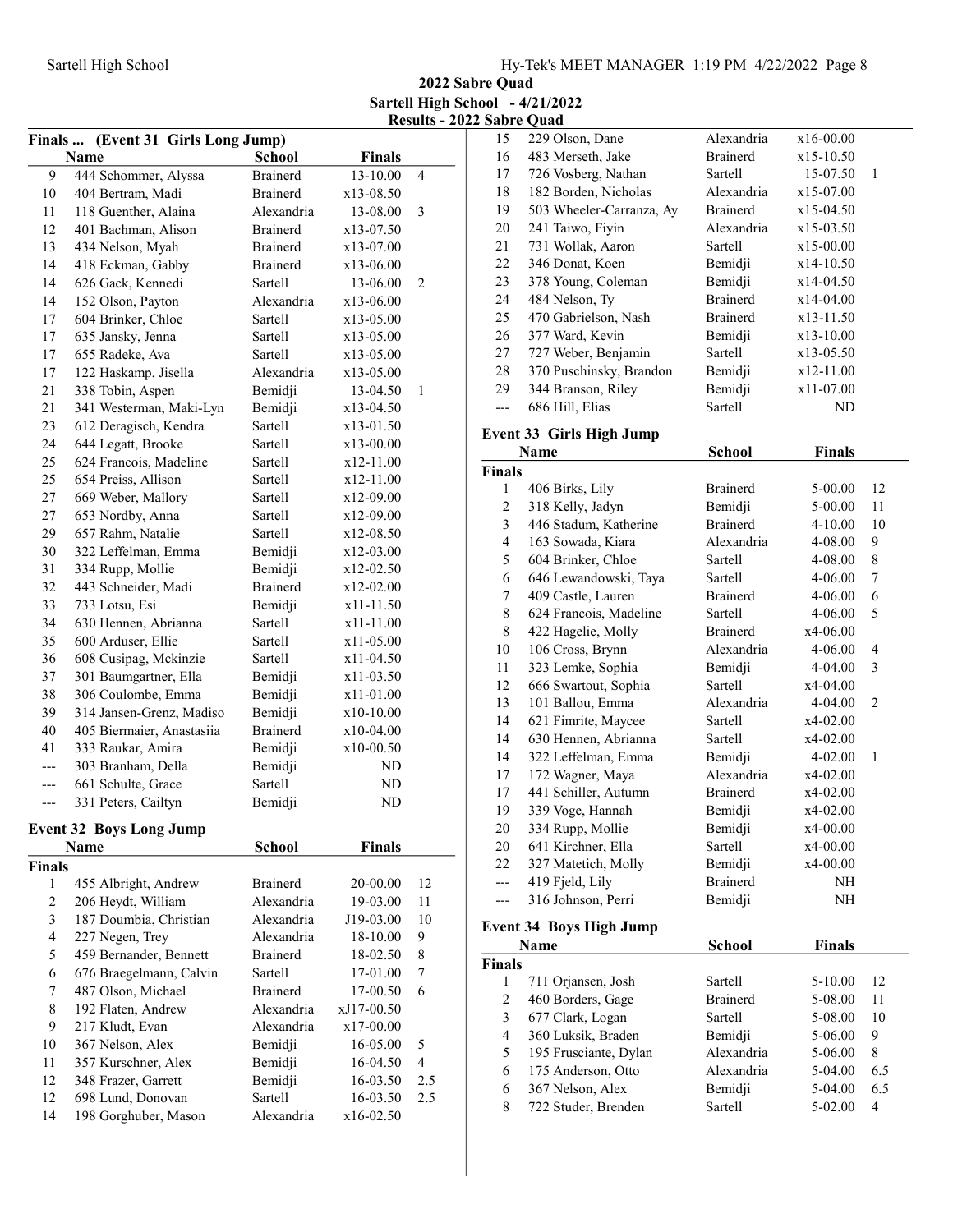## 2022 Sabre Quad

**Sartell High School - 4/21/2022**

**Results - 2022 Sabre Quad**

### Finals ... (Event 31 Girls Long Jump)

| | Name | School | Finals | |
|---|---|---|---|---|
| 9 | 444 Schommer, Alyssa | Brainerd | 13-10.00 | 4 |
| 10 | 404 Bertram, Madi | Brainerd | x13-08.50 | |
| 11 | 118 Guenther, Alaina | Alexandria | 13-08.00 | 3 |
| 12 | 401 Bachman, Alison | Brainerd | x13-07.50 | |
| 13 | 434 Nelson, Myah | Brainerd | x13-07.00 | |
| 14 | 418 Eckman, Gabby | Brainerd | x13-06.00 | |
| 14 | 626 Gack, Kennedi | Sartell | 13-06.00 | 2 |
| 14 | 152 Olson, Payton | Alexandria | x13-06.00 | |
| 17 | 604 Brinker, Chloe | Sartell | x13-05.00 | |
| 17 | 635 Jansky, Jenna | Sartell | x13-05.00 | |
| 17 | 655 Radeke, Ava | Sartell | x13-05.00 | |
| 17 | 122 Haskamp, Jisella | Alexandria | x13-05.00 | |
| 21 | 338 Tobin, Aspen | Bemidji | 13-04.50 | 1 |
| 21 | 341 Westerman, Maki-Lyn | Bemidji | x13-04.50 | |
| 23 | 612 Deragisch, Kendra | Sartell | x13-01.50 | |
| 24 | 644 Legatt, Brooke | Sartell | x13-00.00 | |
| 25 | 624 Francois, Madeline | Sartell | x12-11.00 | |
| 25 | 654 Preiss, Allison | Sartell | x12-11.00 | |
| 27 | 669 Weber, Mallory | Sartell | x12-09.00 | |
| 27 | 653 Nordby, Anna | Sartell | x12-09.00 | |
| 29 | 657 Rahm, Natalie | Sartell | x12-08.50 | |
| 30 | 322 Leffelman, Emma | Bemidji | x12-03.00 | |
| 31 | 334 Rupp, Mollie | Bemidji | x12-02.50 | |
| 32 | 443 Schneider, Madi | Brainerd | x12-02.00 | |
| 33 | 733 Lotsu, Esi | Bemidji | x11-11.50 | |
| 34 | 630 Hennen, Abrianna | Sartell | x11-11.00 | |
| 35 | 600 Arduser, Ellie | Sartell | x11-05.00 | |
| 36 | 608 Cusipag, Mckinzie | Sartell | x11-04.50 | |
| 37 | 301 Baumgartner, Ella | Bemidji | x11-03.50 | |
| 38 | 306 Coulombe, Emma | Bemidji | x11-01.00 | |
| 39 | 314 Jansen-Grenz, Madiso | Bemidji | x10-10.00 | |
| 40 | 405 Biermaier, Anastasiia | Brainerd | x10-04.00 | |
| 41 | 333 Raukar, Amira | Bemidji | x10-00.50 | |
| --- | 303 Branham, Della | Bemidji | ND | |
| --- | 661 Schulte, Grace | Sartell | ND | |
| --- | 331 Peters, Cailtyn | Bemidji | ND | |

### Event 32 Boys Long Jump

| | Name | School | Finals | |
|---|---|---|---|---|
| **Finals** | | | | |
| 1 | 455 Albright, Andrew | Brainerd | 20-00.00 | 12 |
| 2 | 206 Heydt, William | Alexandria | 19-03.00 | 11 |
| 3 | 187 Doumbia, Christian | Alexandria | J19-03.00 | 10 |
| 4 | 227 Negen, Trey | Alexandria | 18-10.00 | 9 |
| 5 | 459 Bernander, Bennett | Brainerd | 18-02.50 | 8 |
| 6 | 676 Braegelmann, Calvin | Sartell | 17-01.00 | 7 |
| 7 | 487 Olson, Michael | Brainerd | 17-00.50 | 6 |
| 8 | 192 Flaten, Andrew | Alexandria | xJ17-00.50 | |
| 9 | 217 Kludt, Evan | Alexandria | x17-00.00 | |
| 10 | 367 Nelson, Alex | Bemidji | 16-05.00 | 5 |
| 11 | 357 Kurschner, Alex | Bemidji | 16-04.50 | 4 |
| 12 | 348 Frazer, Garrett | Bemidji | 16-03.50 | 2.5 |
| 12 | 698 Lund, Donovan | Sartell | 16-03.50 | 2.5 |
| 14 | 198 Gorghuber, Mason | Alexandria | x16-02.50 | |
| 15 | 229 Olson, Dane | Alexandria | x16-00.00 | |
| 16 | 483 Merseth, Jake | Brainerd | x15-10.50 | |
| 17 | 726 Vosberg, Nathan | Sartell | 15-07.50 | 1 |
| 18 | 182 Borden, Nicholas | Alexandria | x15-07.00 | |
| 19 | 503 Wheeler-Carranza, Ay | Brainerd | x15-04.50 | |
| 20 | 241 Taiwo, Fiyin | Alexandria | x15-03.50 | |
| 21 | 731 Wollak, Aaron | Sartell | x15-00.00 | |
| 22 | 346 Donat, Koen | Bemidji | x14-10.50 | |
| 23 | 378 Young, Coleman | Bemidji | x14-04.50 | |
| 24 | 484 Nelson, Ty | Brainerd | x14-04.00 | |
| 25 | 470 Gabrielson, Nash | Brainerd | x13-11.50 | |
| 26 | 377 Ward, Kevin | Bemidji | x13-10.00 | |
| 27 | 727 Weber, Benjamin | Sartell | x13-05.50 | |
| 28 | 370 Puschinsky, Brandon | Bemidji | x12-11.00 | |
| 29 | 344 Branson, Riley | Bemidji | x11-07.00 | |
| --- | 686 Hill, Elias | Sartell | ND | |

### Event 33 Girls High Jump

| | Name | School | Finals | |
|---|---|---|---|---|
| **Finals** | | | | |
| 1 | 406 Birks, Lily | Brainerd | 5-00.00 | 12 |
| 2 | 318 Kelly, Jadyn | Bemidji | 5-00.00 | 11 |
| 3 | 446 Stadum, Katherine | Brainerd | 4-10.00 | 10 |
| 4 | 163 Sowada, Kiara | Alexandria | 4-08.00 | 9 |
| 5 | 604 Brinker, Chloe | Sartell | 4-08.00 | 8 |
| 6 | 646 Lewandowski, Taya | Sartell | 4-06.00 | 7 |
| 7 | 409 Castle, Lauren | Brainerd | 4-06.00 | 6 |
| 8 | 624 Francois, Madeline | Sartell | 4-06.00 | 5 |
| 8 | 422 Hagelie, Molly | Brainerd | x4-06.00 | |
| 10 | 106 Cross, Brynn | Alexandria | 4-06.00 | 4 |
| 11 | 323 Lemke, Sophia | Bemidji | 4-04.00 | 3 |
| 12 | 666 Swartout, Sophia | Sartell | x4-04.00 | |
| 13 | 101 Ballou, Emma | Alexandria | 4-04.00 | 2 |
| 14 | 621 Fimrite, Maycee | Sartell | x4-02.00 | |
| 14 | 630 Hennen, Abrianna | Sartell | x4-02.00 | |
| 14 | 322 Leffelman, Emma | Bemidji | 4-02.00 | 1 |
| 17 | 172 Wagner, Maya | Alexandria | x4-02.00 | |
| 17 | 441 Schiller, Autumn | Brainerd | x4-02.00 | |
| 19 | 339 Voge, Hannah | Bemidji | x4-02.00 | |
| 20 | 334 Rupp, Mollie | Bemidji | x4-00.00 | |
| 20 | 641 Kirchner, Ella | Sartell | x4-00.00 | |
| 22 | 327 Matetich, Molly | Bemidji | x4-00.00 | |
| --- | 419 Fjeld, Lily | Brainerd | NH | |
| --- | 316 Johnson, Perri | Bemidji | NH | |

### Event 34 Boys High Jump

| | Name | School | Finals | |
|---|---|---|---|---|
| **Finals** | | | | |
| 1 | 711 Orjansen, Josh | Sartell | 5-10.00 | 12 |
| 2 | 460 Borders, Gage | Brainerd | 5-08.00 | 11 |
| 3 | 677 Clark, Logan | Sartell | 5-08.00 | 10 |
| 4 | 360 Luksik, Braden | Bemidji | 5-06.00 | 9 |
| 5 | 195 Frusciante, Dylan | Alexandria | 5-06.00 | 8 |
| 6 | 175 Anderson, Otto | Alexandria | 5-04.00 | 6.5 |
| 6 | 367 Nelson, Alex | Bemidji | 5-04.00 | 6.5 |
| 8 | 722 Studer, Brenden | Sartell | 5-02.00 | 4 |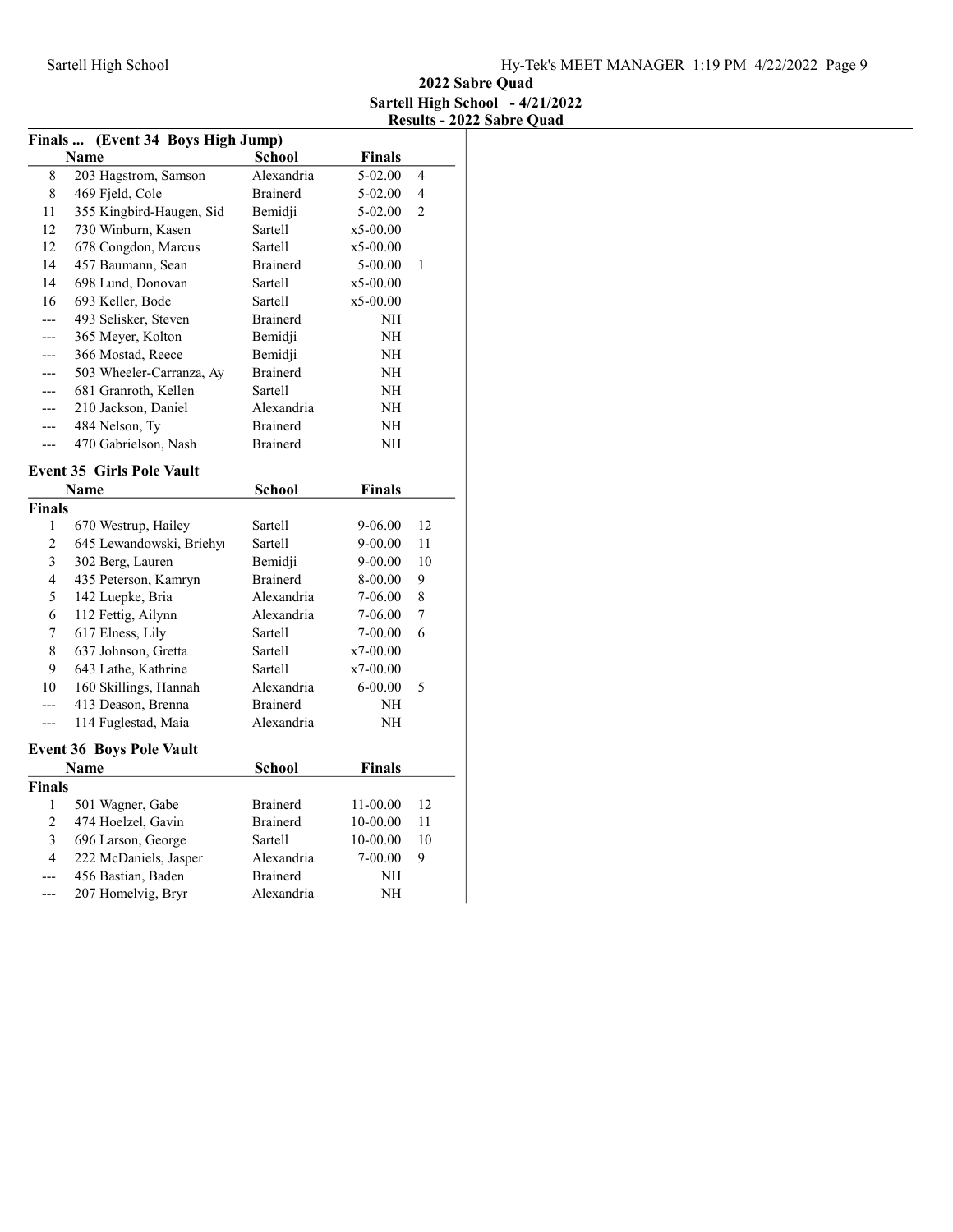# 2022 Sabre Quad

**Sartell High School - 4/21/2022**

**Results - 2022 Sabre Quad**

## Finals ... (Event 34 Boys High Jump)

| | Name | School | Finals | |
|---|---|---|---|---|
| 8 | 203 Hagstrom, Samson | Alexandria | 5-02.00 | 4 |
| 8 | 469 Fjeld, Cole | Brainerd | 5-02.00 | 4 |
| 11 | 355 Kingbird-Haugen, Sid | Bemidji | 5-02.00 | 2 |
| 12 | 730 Winburn, Kasen | Sartell | x5-00.00 | |
| 12 | 678 Congdon, Marcus | Sartell | x5-00.00 | |
| 14 | 457 Baumann, Sean | Brainerd | 5-00.00 | 1 |
| 14 | 698 Lund, Donovan | Sartell | x5-00.00 | |
| 16 | 693 Keller, Bode | Sartell | x5-00.00 | |
| --- | 493 Selisker, Steven | Brainerd | NH | |
| --- | 365 Meyer, Kolton | Bemidji | NH | |
| --- | 366 Mostad, Reece | Bemidji | NH | |
| --- | 503 Wheeler-Carranza, Ay | Brainerd | NH | |
| --- | 681 Granroth, Kellen | Sartell | NH | |
| --- | 210 Jackson, Daniel | Alexandria | NH | |
| --- | 484 Nelson, Ty | Brainerd | NH | |
| --- | 470 Gabrielson, Nash | Brainerd | NH | |

## Event 35 Girls Pole Vault

| | Name | School | Finals | |
|---|---|---|---|---|
| **Finals** | | | | |
| 1 | 670 Westrup, Hailey | Sartell | 9-06.00 | 12 |
| 2 | 645 Lewandowski, Briehyı | Sartell | 9-00.00 | 11 |
| 3 | 302 Berg, Lauren | Bemidji | 9-00.00 | 10 |
| 4 | 435 Peterson, Kamryn | Brainerd | 8-00.00 | 9 |
| 5 | 142 Luepke, Bria | Alexandria | 7-06.00 | 8 |
| 6 | 112 Fettig, Ailynn | Alexandria | 7-06.00 | 7 |
| 7 | 617 Elness, Lily | Sartell | 7-00.00 | 6 |
| 8 | 637 Johnson, Gretta | Sartell | x7-00.00 | |
| 9 | 643 Lathe, Kathrine | Sartell | x7-00.00 | |
| 10 | 160 Skillings, Hannah | Alexandria | 6-00.00 | 5 |
| --- | 413 Deason, Brenna | Brainerd | NH | |
| --- | 114 Fuglestad, Maia | Alexandria | NH | |

## Event 36 Boys Pole Vault

| | Name | School | Finals | |
|---|---|---|---|---|
| **Finals** | | | | |
| 1 | 501 Wagner, Gabe | Brainerd | 11-00.00 | 12 |
| 2 | 474 Hoelzel, Gavin | Brainerd | 10-00.00 | 11 |
| 3 | 696 Larson, George | Sartell | 10-00.00 | 10 |
| 4 | 222 McDaniels, Jasper | Alexandria | 7-00.00 | 9 |
| --- | 456 Bastian, Baden | Brainerd | NH | |
| --- | 207 Homelvig, Bryr | Alexandria | NH | |